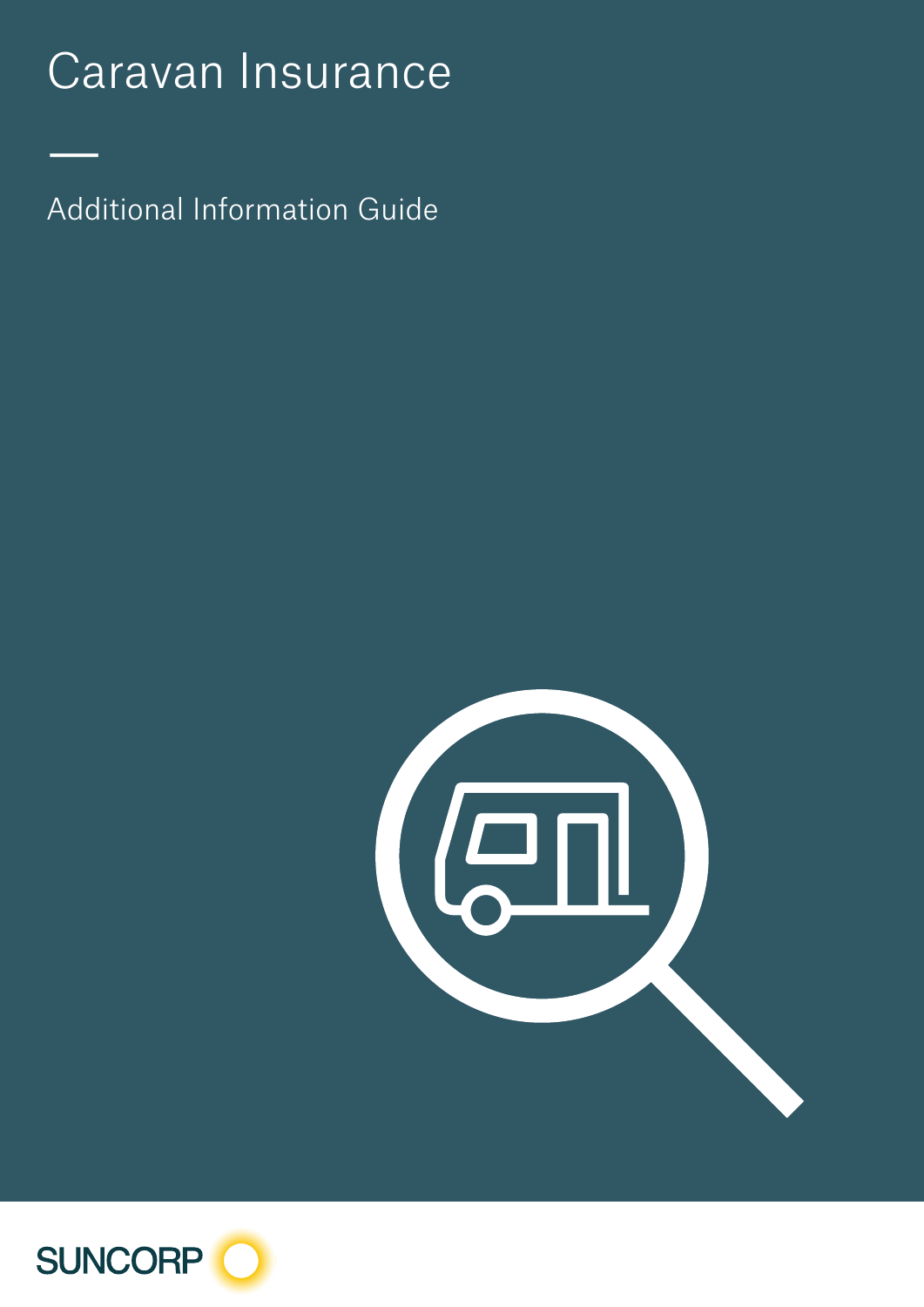# Caravan Insurance

## Additional Information Guide

SUNCORP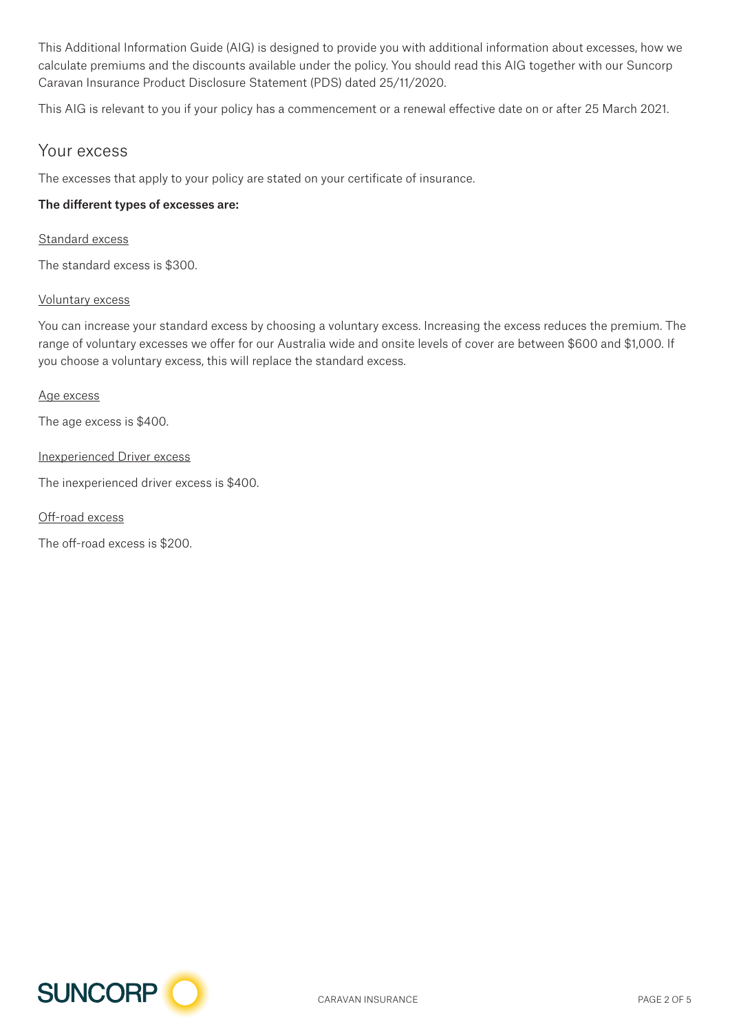This Additional Information Guide (AIG) is designed to provide you with additional information about excesses, how we calculate premiums and the discounts available under the policy. You should read this AIG together with our Suncorp Caravan Insurance Product Disclosure Statement (PDS) dated 25/11/2020.

This AIG is relevant to you if your policy has a commencement or a renewal effective date on or after 25 March 2021.

## Your excess

The excesses that apply to your policy are stated on your certificate of insurance.

**The different types of excesses are:**

### Standard excess

The standard excess is $300.

### Voluntary excess

You can increase your standard excess by choosing a voluntary excess. Increasing the excess reduces the premium. The range of voluntary excesses we offer for our Australia wide and onsite levels of cover are between $600 and $1,000. If you choose a voluntary excess, this will replace the standard excess.

### Age excess

The age excess is $400.

### Inexperienced Driver excess

The inexperienced driver excess is $400.

### Off-road excess

The off-road excess is $200.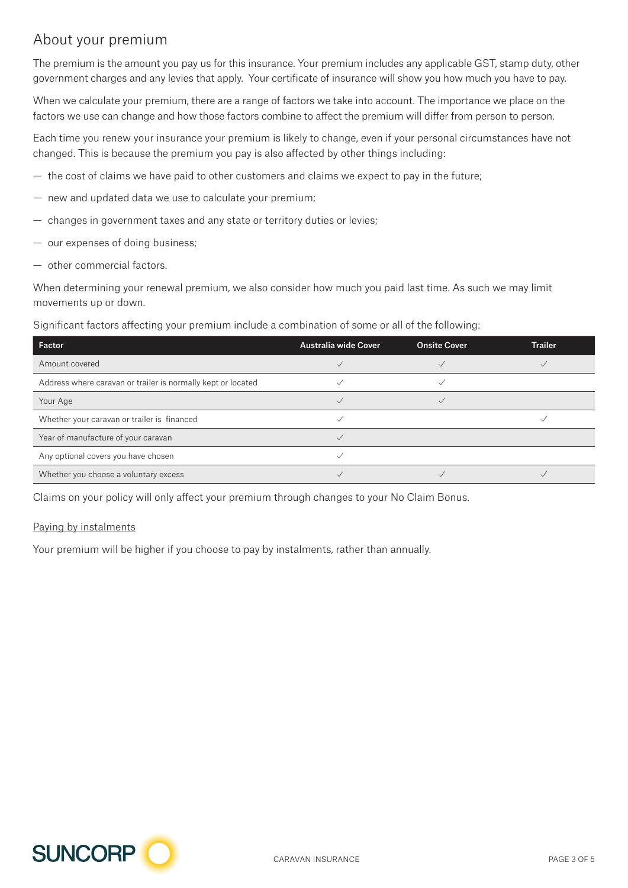## About your premium

The premium is the amount you pay us for this insurance. Your premium includes any applicable GST, stamp duty, other government charges and any levies that apply. Your certificate of insurance will show you how much you have to pay.

When we calculate your premium, there are a range of factors we take into account. The importance we place on the factors we use can change and how those factors combine to affect the premium will differ from person to person.

Each time you renew your insurance your premium is likely to change, even if your personal circumstances have not changed. This is because the premium you pay is also affected by other things including:

- the cost of claims we have paid to other customers and claims we expect to pay in the future;
- new and updated data we use to calculate your premium;
- changes in government taxes and any state or territory duties or levies;
- our expenses of doing business;
- other commercial factors.

When determining your renewal premium, we also consider how much you paid last time. As such we may limit movements up or down.

Significant factors affecting your premium include a combination of some or all of the following:

| Factor | Australia wide Cover | Onsite Cover | Trailer |
|---|---|---|---|
| Amount covered | ✓ | ✓ | ✓ |
| Address where caravan or trailer is normally kept or located | ✓ | ✓ | |
| Your Age | ✓ | ✓ | |
| Whether your caravan or trailer is financed | ✓ | | ✓ |
| Year of manufacture of your caravan | ✓ | | |
| Any optional covers you have chosen | ✓ | | |
| Whether you choose a voluntary excess | ✓ | ✓ | ✓ |

Claims on your policy will only affect your premium through changes to your No Claim Bonus.

Paying by instalments

Your premium will be higher if you choose to pay by instalments, rather than annually.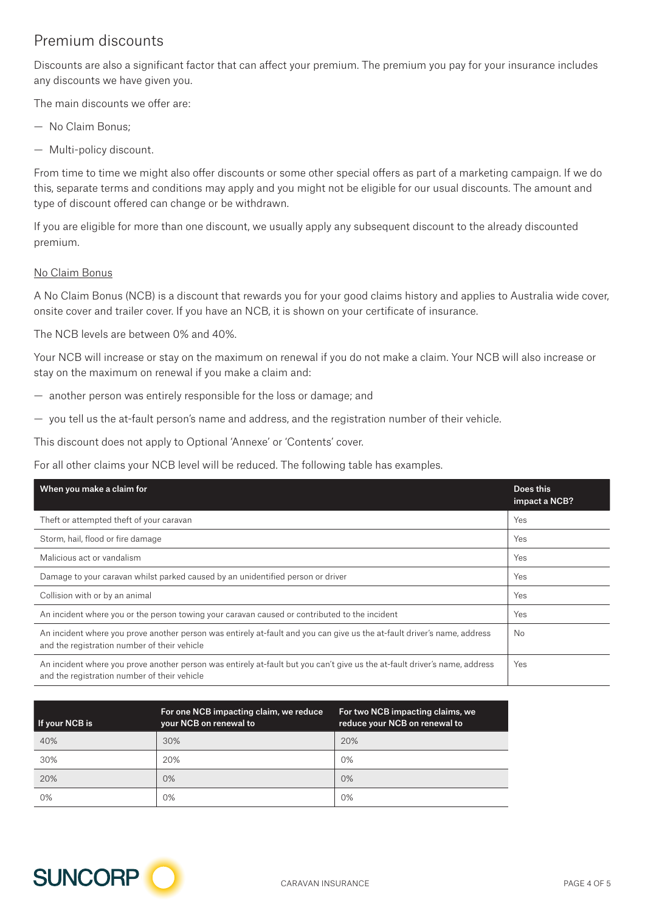## Premium discounts

Discounts are also a significant factor that can affect your premium. The premium you pay for your insurance includes any discounts we have given you.

The main discounts we offer are:

- No Claim Bonus;
- Multi-policy discount.

From time to time we might also offer discounts or some other special offers as part of a marketing campaign. If we do this, separate terms and conditions may apply and you might not be eligible for our usual discounts. The amount and type of discount offered can change or be withdrawn.

If you are eligible for more than one discount, we usually apply any subsequent discount to the already discounted premium.

### No Claim Bonus

A No Claim Bonus (NCB) is a discount that rewards you for your good claims history and applies to Australia wide cover, onsite cover and trailer cover. If you have an NCB, it is shown on your certificate of insurance.

The NCB levels are between 0% and 40%.

Your NCB will increase or stay on the maximum on renewal if you do not make a claim. Your NCB will also increase or stay on the maximum on renewal if you make a claim and:

- another person was entirely responsible for the loss or damage; and
- you tell us the at-fault person's name and address, and the registration number of their vehicle.

This discount does not apply to Optional 'Annexe' or 'Contents' cover.

For all other claims your NCB level will be reduced. The following table has examples.

| When you make a claim for | Does this impact a NCB? |
|---|---|
| Theft or attempted theft of your caravan | Yes |
| Storm, hail, flood or fire damage | Yes |
| Malicious act or vandalism | Yes |
| Damage to your caravan whilst parked caused by an unidentified person or driver | Yes |
| Collision with or by an animal | Yes |
| An incident where you or the person towing your caravan caused or contributed to the incident | Yes |
| An incident where you prove another person was entirely at-fault and you can give us the at-fault driver's name, address and the registration number of their vehicle | No |
| An incident where you prove another person was entirely at-fault but you can't give us the at-fault driver's name, address and the registration number of their vehicle | Yes |

| If your NCB is | For one NCB impacting claim, we reduce your NCB on renewal to | For two NCB impacting claims, we reduce your NCB on renewal to |
|---|---|---|
| 40% | 30% | 20% |
| 30% | 20% | 0% |
| 20% | 0% | 0% |
| 0% | 0% | 0% |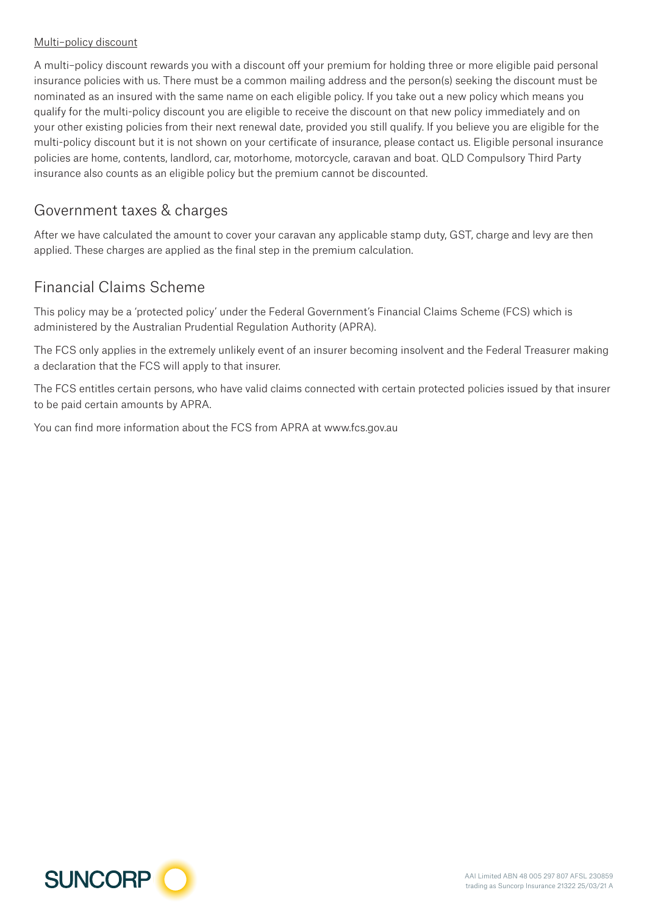Multi–policy discount

A multi–policy discount rewards you with a discount off your premium for holding three or more eligible paid personal insurance policies with us. There must be a common mailing address and the person(s) seeking the discount must be nominated as an insured with the same name on each eligible policy. If you take out a new policy which means you qualify for the multi-policy discount you are eligible to receive the discount on that new policy immediately and on your other existing policies from their next renewal date, provided you still qualify. If you believe you are eligible for the multi-policy discount but it is not shown on your certificate of insurance, please contact us. Eligible personal insurance policies are home, contents, landlord, car, motorhome, motorcycle, caravan and boat. QLD Compulsory Third Party insurance also counts as an eligible policy but the premium cannot be discounted.

## Government taxes & charges

After we have calculated the amount to cover your caravan any applicable stamp duty, GST, charge and levy are then applied. These charges are applied as the final step in the premium calculation.

## Financial Claims Scheme

This policy may be a 'protected policy' under the Federal Government's Financial Claims Scheme (FCS) which is administered by the Australian Prudential Regulation Authority (APRA).

The FCS only applies in the extremely unlikely event of an insurer becoming insolvent and the Federal Treasurer making a declaration that the FCS will apply to that insurer.

The FCS entitles certain persons, who have valid claims connected with certain protected policies issued by that insurer to be paid certain amounts by APRA.

You can find more information about the FCS from APRA at www.fcs.gov.au

SUNCORP

AAI Limited ABN 48 005 297 807 AFSL 230859 trading as Suncorp Insurance 21322 25/03/21 A